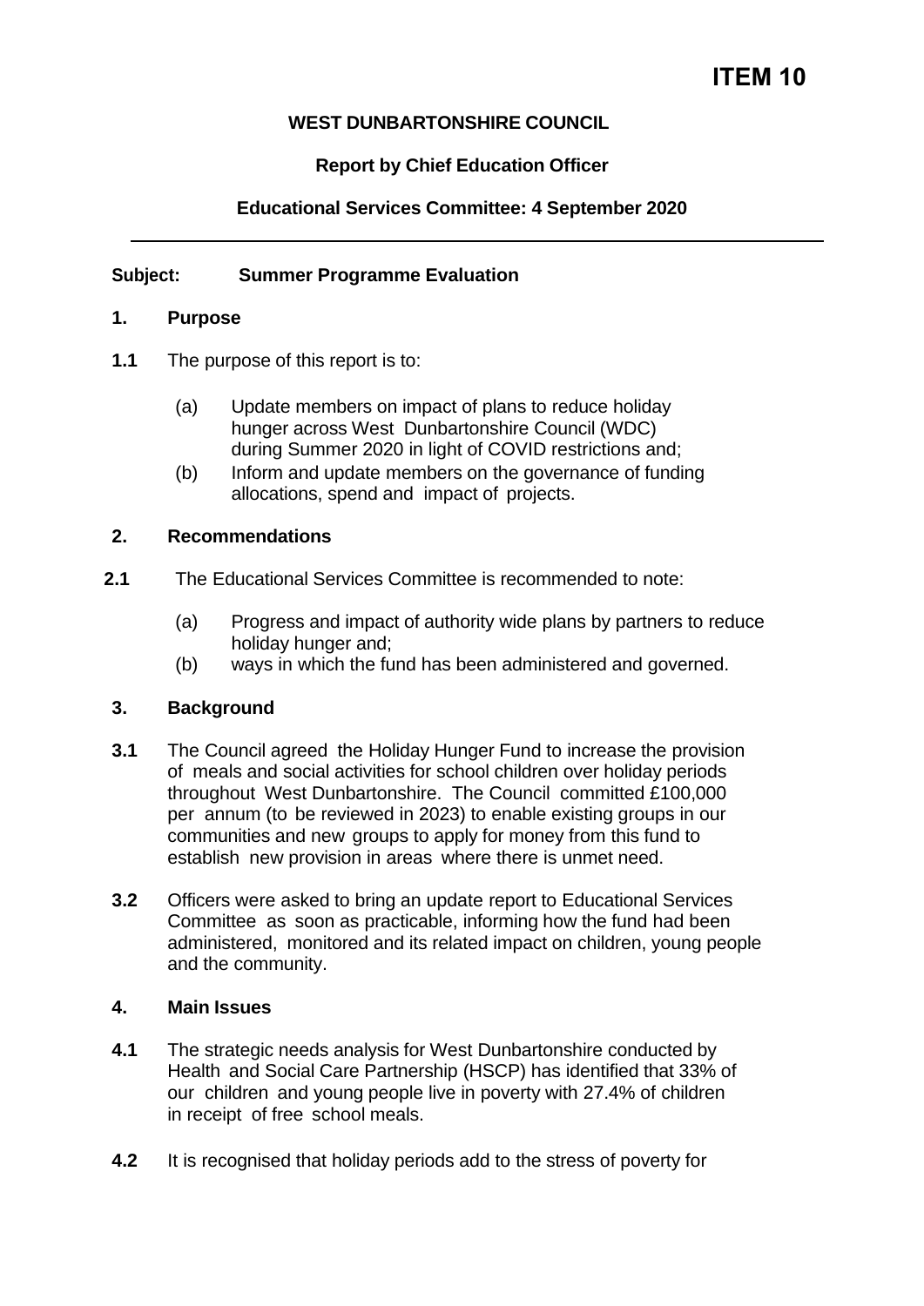# ITEM 10

**WEST DUNBARTONSHIRE COUNCIL**

**Report by Chief Education Officer**

**Educational Services Committee: 4 September 2020**

---

**Subject: Summer Programme Evaluation**

## 1. Purpose

**1.1** The purpose of this report is to:

(a) Update members on impact of plans to reduce holiday hunger across West Dunbartonshire Council (WDC) during Summer 2020 in light of COVID restrictions and;

(b) Inform and update members on the governance of funding allocations, spend and impact of projects.

## 2. Recommendations

**2.1** The Educational Services Committee is recommended to note:

(a) Progress and impact of authority wide plans by partners to reduce holiday hunger and;

(b) ways in which the fund has been administered and governed.

## 3. Background

**3.1** The Council agreed the Holiday Hunger Fund to increase the provision of meals and social activities for school children over holiday periods throughout West Dunbartonshire. The Council committed £100,000 per annum (to be reviewed in 2023) to enable existing groups in our communities and new groups to apply for money from this fund to establish new provision in areas where there is unmet need.

**3.2** Officers were asked to bring an update report to Educational Services Committee as soon as practicable, informing how the fund had been administered, monitored and its related impact on children, young people and the community.

## 4. Main Issues

**4.1** The strategic needs analysis for West Dunbartonshire conducted by Health and Social Care Partnership (HSCP) has identified that 33% of our children and young people live in poverty with 27.4% of children in receipt of free school meals.

**4.2** It is recognised that holiday periods add to the stress of poverty for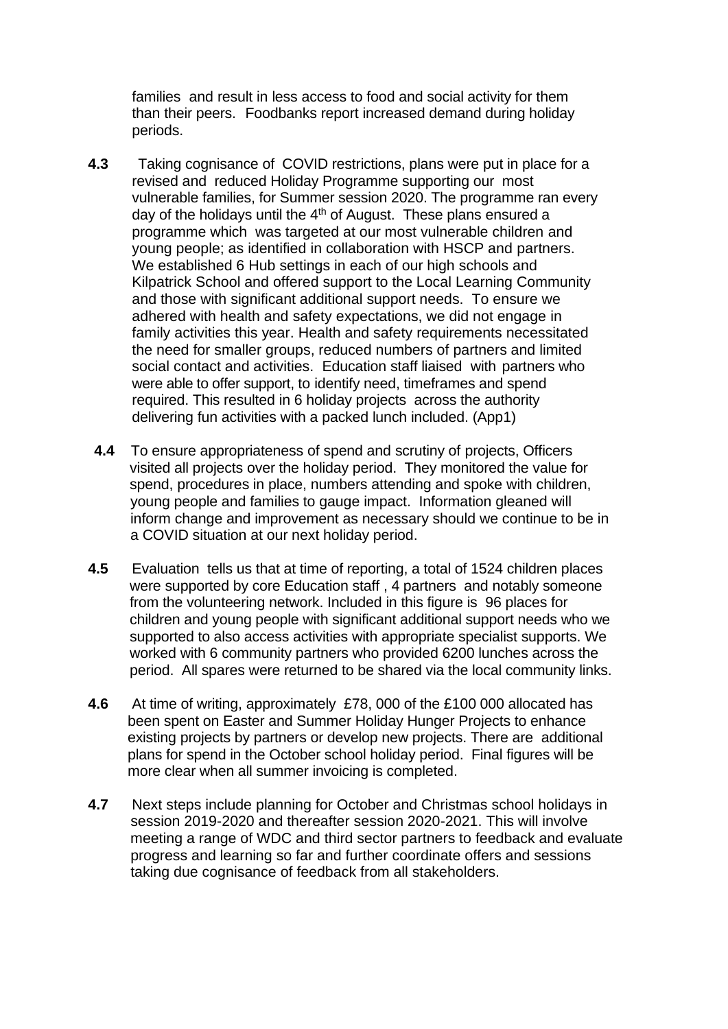families and result in less access to food and social activity for them than their peers. Foodbanks report increased demand during holiday periods.

**4.3** Taking cognisance of COVID restrictions, plans were put in place for a revised and reduced Holiday Programme supporting our most vulnerable families, for Summer session 2020. The programme ran every day of the holidays until the 4th of August. These plans ensured a programme which was targeted at our most vulnerable children and young people; as identified in collaboration with HSCP and partners. We established 6 Hub settings in each of our high schools and Kilpatrick School and offered support to the Local Learning Community and those with significant additional support needs. To ensure we adhered with health and safety expectations, we did not engage in family activities this year. Health and safety requirements necessitated the need for smaller groups, reduced numbers of partners and limited social contact and activities. Education staff liaised with partners who were able to offer support, to identify need, timeframes and spend required. This resulted in 6 holiday projects across the authority delivering fun activities with a packed lunch included. (App1)

**4.4** To ensure appropriateness of spend and scrutiny of projects, Officers visited all projects over the holiday period. They monitored the value for spend, procedures in place, numbers attending and spoke with children, young people and families to gauge impact. Information gleaned will inform change and improvement as necessary should we continue to be in a COVID situation at our next holiday period.

**4.5** Evaluation tells us that at time of reporting, a total of 1524 children places were supported by core Education staff , 4 partners and notably someone from the volunteering network. Included in this figure is 96 places for children and young people with significant additional support needs who we supported to also access activities with appropriate specialist supports. We worked with 6 community partners who provided 6200 lunches across the period. All spares were returned to be shared via the local community links.

**4.6** At time of writing, approximately £78, 000 of the £100 000 allocated has been spent on Easter and Summer Holiday Hunger Projects to enhance existing projects by partners or develop new projects. There are additional plans for spend in the October school holiday period. Final figures will be more clear when all summer invoicing is completed.

**4.7** Next steps include planning for October and Christmas school holidays in session 2019-2020 and thereafter session 2020-2021. This will involve meeting a range of WDC and third sector partners to feedback and evaluate progress and learning so far and further coordinate offers and sessions taking due cognisance of feedback from all stakeholders.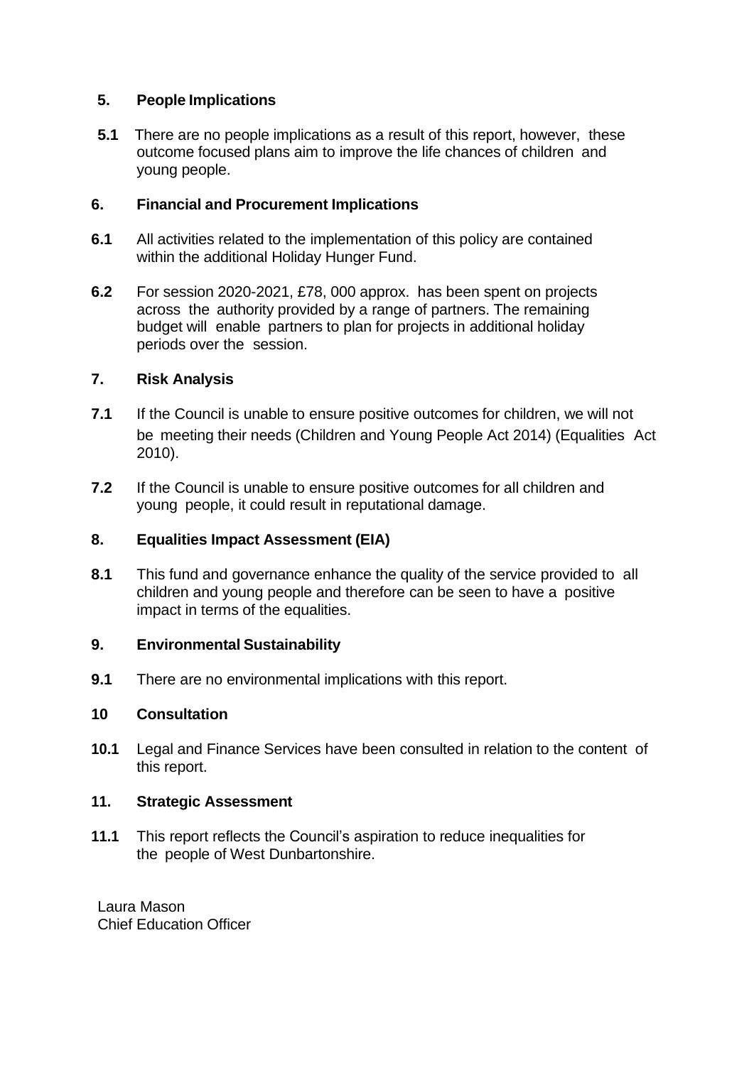## 5. People Implications

**5.1** There are no people implications as a result of this report, however, these outcome focused plans aim to improve the life chances of children and young people.

## 6. Financial and Procurement Implications

**6.1** All activities related to the implementation of this policy are contained within the additional Holiday Hunger Fund.

**6.2** For session 2020-2021, £78, 000 approx. has been spent on projects across the authority provided by a range of partners. The remaining budget will enable partners to plan for projects in additional holiday periods over the session.

## 7. Risk Analysis

**7.1** If the Council is unable to ensure positive outcomes for children, we will not be meeting their needs (Children and Young People Act 2014) (Equalities Act 2010).

**7.2** If the Council is unable to ensure positive outcomes for all children and young people, it could result in reputational damage.

## 8. Equalities Impact Assessment (EIA)

**8.1** This fund and governance enhance the quality of the service provided to all children and young people and therefore can be seen to have a positive impact in terms of the equalities.

## 9. Environmental Sustainability

**9.1** There are no environmental implications with this report.

## 10 Consultation

**10.1** Legal and Finance Services have been consulted in relation to the content of this report.

## 11. Strategic Assessment

**11.1** This report reflects the Council's aspiration to reduce inequalities for the people of West Dunbartonshire.

Laura Mason
Chief Education Officer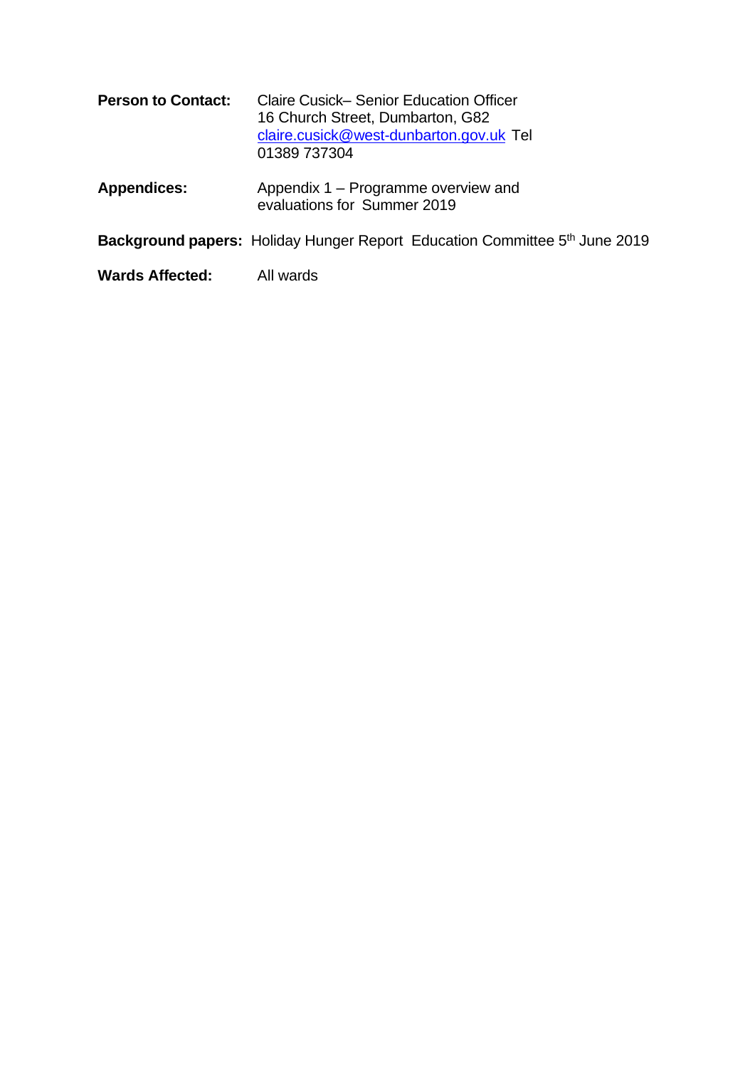**Person to Contact:** Claire Cusick– Senior Education Officer
16 Church Street, Dumbarton, G82
claire.cusick@west-dunbarton.gov.uk Tel
01389 737304

**Appendices:** Appendix 1 – Programme overview and evaluations for Summer 2019

**Background papers:** Holiday Hunger Report Education Committee 5th June 2019

**Wards Affected:** All wards